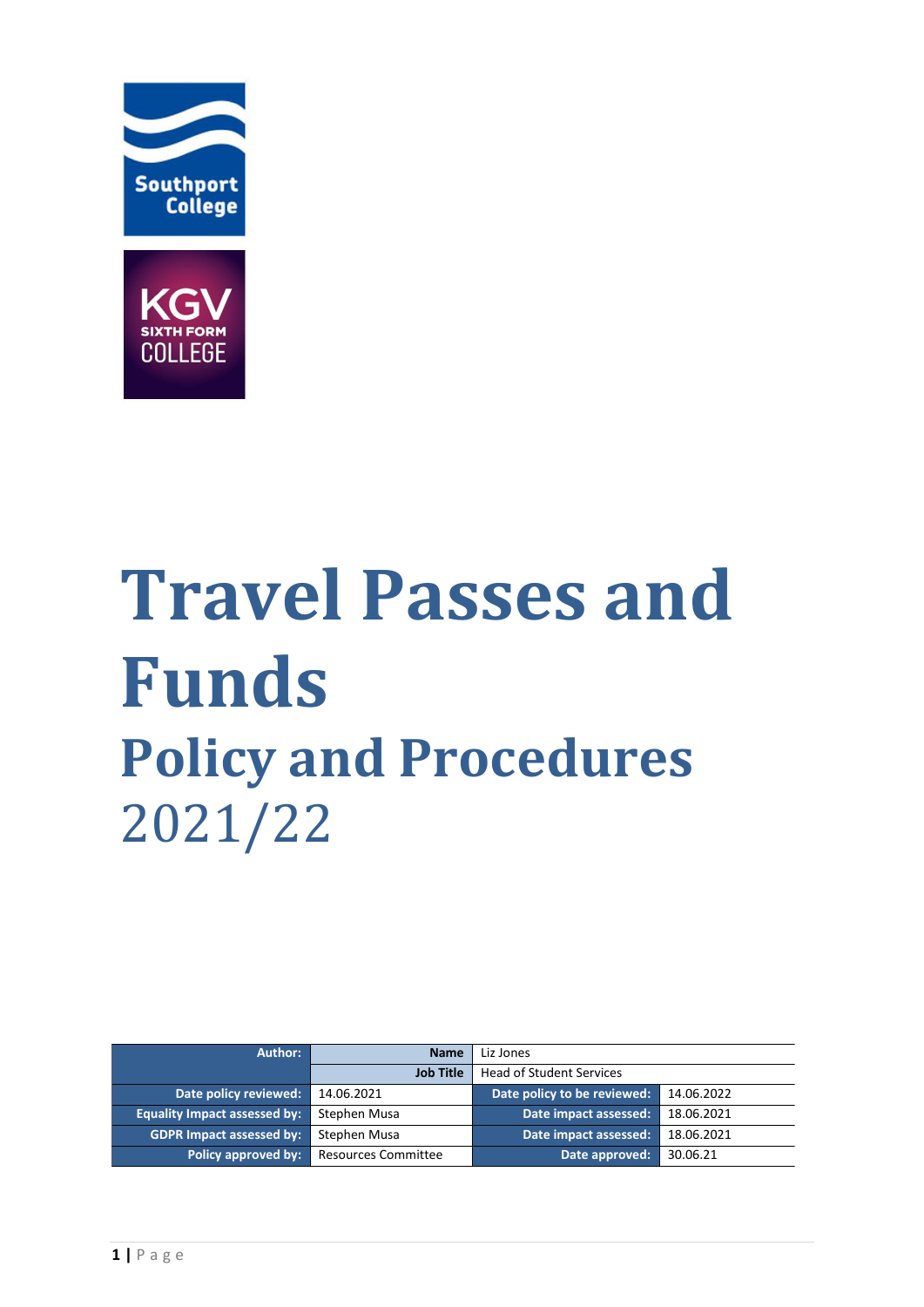# Travel Passes and Funds

## Policy and Procedures

2021/22

| Author: | Name | Liz Jones | |
|---|---|---|---|
| | Job Title | Head of Student Services | |
| Date policy reviewed: | 14.06.2021 | Date policy to be reviewed: | 14.06.2022 |
| Equality Impact assessed by: | Stephen Musa | Date impact assessed: | 18.06.2021 |
| GDPR Impact assessed by: | Stephen Musa | Date impact assessed: | 18.06.2021 |
| Policy approved by: | Resources Committee | Date approved: | 30.06.21 |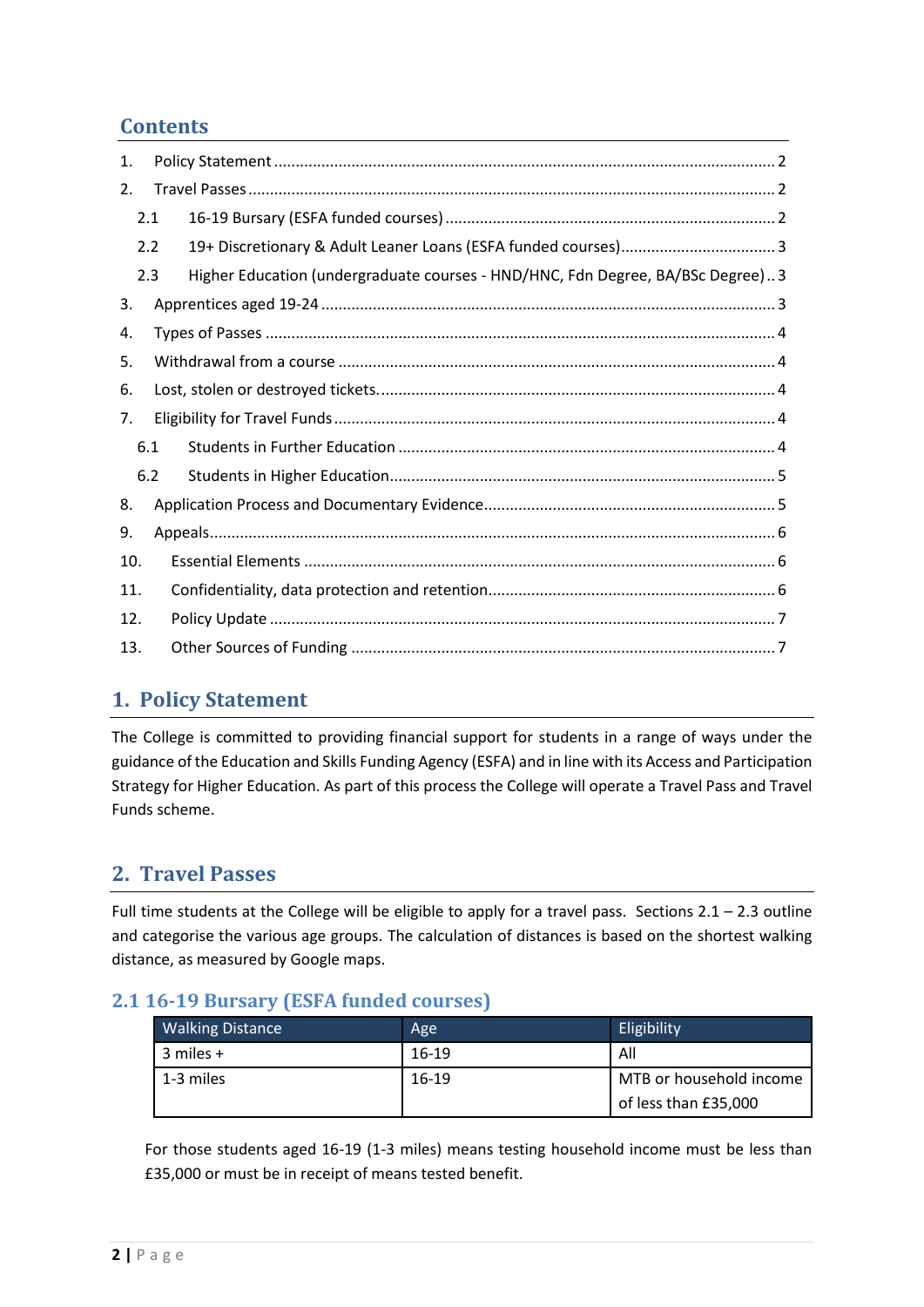## Contents

1. Policy Statement .......... 2
2. Travel Passes .......... 2
   - 2.1 16-19 Bursary (ESFA funded courses) .......... 2
   - 2.2 19+ Discretionary & Adult Leaner Loans (ESFA funded courses) .......... 3
   - 2.3 Higher Education (undergraduate courses - HND/HNC, Fdn Degree, BA/BSc Degree) .. 3
3. Apprentices aged 19-24 .......... 3
4. Types of Passes .......... 4
5. Withdrawal from a course .......... 4
6. Lost, stolen or destroyed tickets. .......... 4
7. Eligibility for Travel Funds .......... 4
   - 6.1 Students in Further Education .......... 4
   - 6.2 Students in Higher Education .......... 5
8. Application Process and Documentary Evidence .......... 5
9. Appeals .......... 6
10. Essential Elements .......... 6
11. Confidentiality, data protection and retention .......... 6
12. Policy Update .......... 7
13. Other Sources of Funding .......... 7

# 1. Policy Statement

The College is committed to providing financial support for students in a range of ways under the guidance of the Education and Skills Funding Agency (ESFA) and in line with its Access and Participation Strategy for Higher Education. As part of this process the College will operate a Travel Pass and Travel Funds scheme.

# 2. Travel Passes

Full time students at the College will be eligible to apply for a travel pass. Sections 2.1 – 2.3 outline and categorise the various age groups. The calculation of distances is based on the shortest walking distance, as measured by Google maps.

## 2.1 16-19 Bursary (ESFA funded courses)

| Walking Distance | Age | Eligibility |
| --- | --- | --- |
| 3 miles + | 16-19 | All |
| 1-3 miles | 16-19 | MTB or household income of less than £35,000 |

For those students aged 16-19 (1-3 miles) means testing household income must be less than £35,000 or must be in receipt of means tested benefit.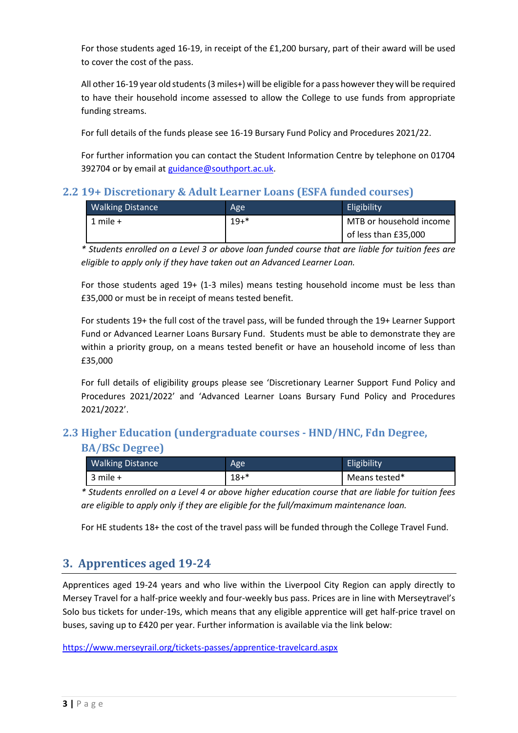For those students aged 16-19, in receipt of the £1,200 bursary, part of their award will be used to cover the cost of the pass.

All other 16-19 year old students (3 miles+) will be eligible for a pass however they will be required to have their household income assessed to allow the College to use funds from appropriate funding streams.

For full details of the funds please see 16-19 Bursary Fund Policy and Procedures 2021/22.

For further information you can contact the Student Information Centre by telephone on 01704 392704 or by email at guidance@southport.ac.uk.

## 2.2 19+ Discretionary & Adult Learner Loans (ESFA funded courses)

| Walking Distance | Age | Eligibility |
|---|---|---|
| 1 mile + | 19+* | MTB or household income of less than £35,000 |

*\* Students enrolled on a Level 3 or above loan funded course that are liable for tuition fees are eligible to apply only if they have taken out an Advanced Learner Loan.*

For those students aged 19+ (1-3 miles) means testing household income must be less than £35,000 or must be in receipt of means tested benefit.

For students 19+ the full cost of the travel pass, will be funded through the 19+ Learner Support Fund or Advanced Learner Loans Bursary Fund. Students must be able to demonstrate they are within a priority group, on a means tested benefit or have an household income of less than £35,000

For full details of eligibility groups please see 'Discretionary Learner Support Fund Policy and Procedures 2021/2022' and 'Advanced Learner Loans Bursary Fund Policy and Procedures 2021/2022'.

## 2.3 Higher Education (undergraduate courses - HND/HNC, Fdn Degree, BA/BSc Degree)

| Walking Distance | Age | Eligibility |
|---|---|---|
| 3 mile + | 18+* | Means tested* |

*\* Students enrolled on a Level 4 or above higher education course that are liable for tuition fees are eligible to apply only if they are eligible for the full/maximum maintenance loan.*

For HE students 18+ the cost of the travel pass will be funded through the College Travel Fund.

# 3. Apprentices aged 19-24

Apprentices aged 19-24 years and who live within the Liverpool City Region can apply directly to Mersey Travel for a half-price weekly and four-weekly bus pass. Prices are in line with Merseytravel's Solo bus tickets for under-19s, which means that any eligible apprentice will get half-price travel on buses, saving up to £420 per year. Further information is available via the link below:

https://www.merseyrail.org/tickets-passes/apprentice-travelcard.aspx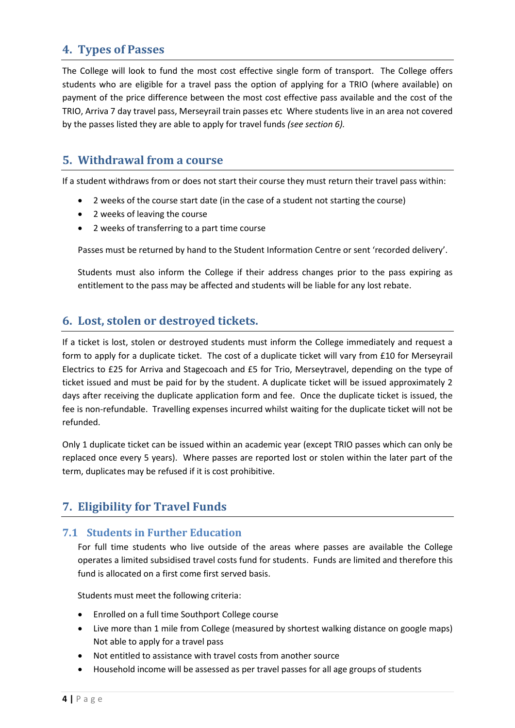## 4. Types of Passes

The College will look to fund the most cost effective single form of transport. The College offers students who are eligible for a travel pass the option of applying for a TRIO (where available) on payment of the price difference between the most cost effective pass available and the cost of the TRIO, Arriva 7 day travel pass, Merseyrail train passes etc Where students live in an area not covered by the passes listed they are able to apply for travel funds *(see section 6).*

## 5. Withdrawal from a course

If a student withdraws from or does not start their course they must return their travel pass within:

- 2 weeks of the course start date (in the case of a student not starting the course)
- 2 weeks of leaving the course
- 2 weeks of transferring to a part time course

Passes must be returned by hand to the Student Information Centre or sent 'recorded delivery'.

Students must also inform the College if their address changes prior to the pass expiring as entitlement to the pass may be affected and students will be liable for any lost rebate.

## 6. Lost, stolen or destroyed tickets.

If a ticket is lost, stolen or destroyed students must inform the College immediately and request a form to apply for a duplicate ticket. The cost of a duplicate ticket will vary from £10 for Merseyrail Electrics to £25 for Arriva and Stagecoach and £5 for Trio, Merseytravel, depending on the type of ticket issued and must be paid for by the student. A duplicate ticket will be issued approximately 2 days after receiving the duplicate application form and fee. Once the duplicate ticket is issued, the fee is non-refundable. Travelling expenses incurred whilst waiting for the duplicate ticket will not be refunded.

Only 1 duplicate ticket can be issued within an academic year (except TRIO passes which can only be replaced once every 5 years). Where passes are reported lost or stolen within the later part of the term, duplicates may be refused if it is cost prohibitive.

## 7. Eligibility for Travel Funds

### 7.1 Students in Further Education

For full time students who live outside of the areas where passes are available the College operates a limited subsidised travel costs fund for students. Funds are limited and therefore this fund is allocated on a first come first served basis.

Students must meet the following criteria:

- Enrolled on a full time Southport College course
- Live more than 1 mile from College (measured by shortest walking distance on google maps) Not able to apply for a travel pass
- Not entitled to assistance with travel costs from another source
- Household income will be assessed as per travel passes for all age groups of students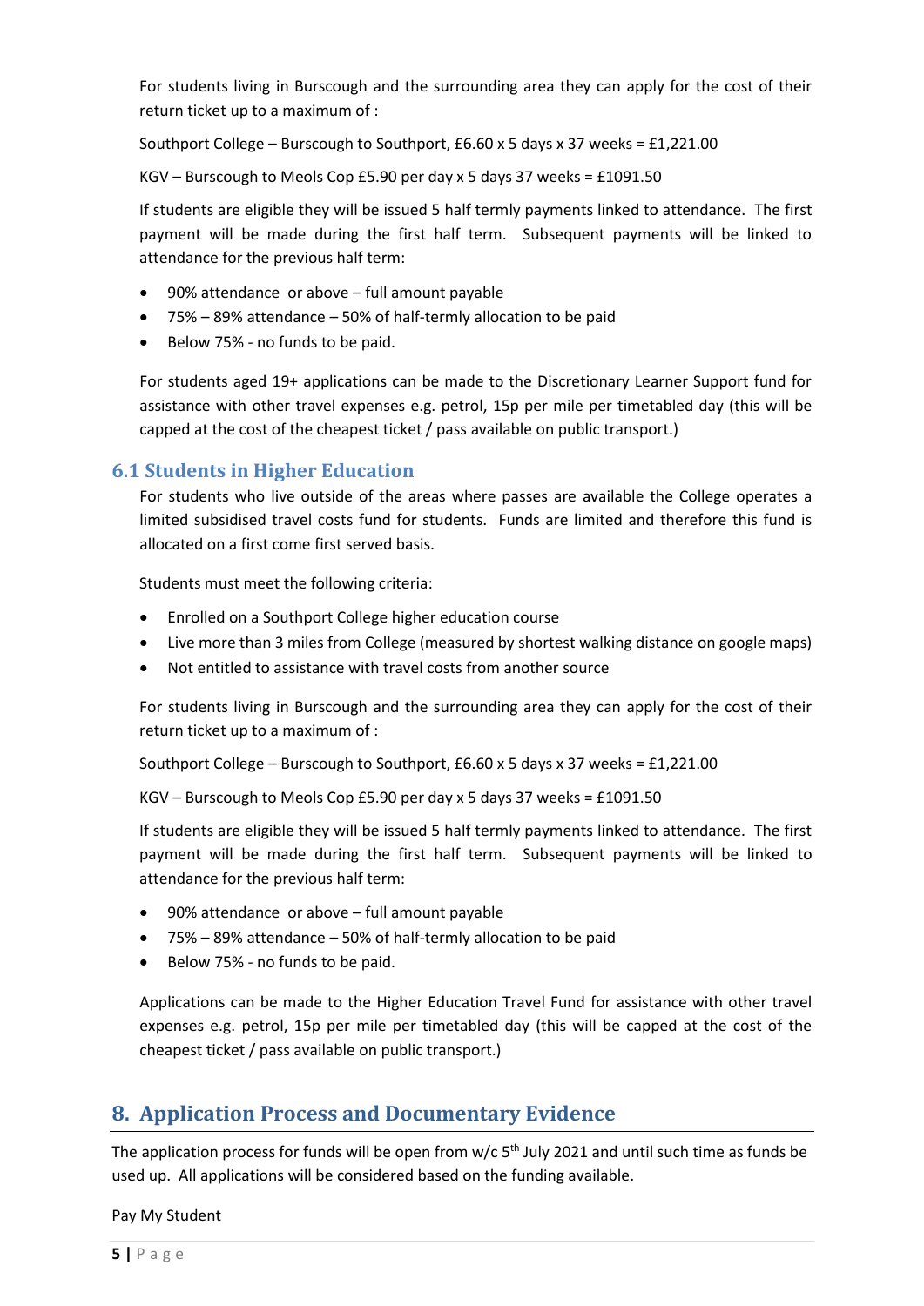For students living in Burscough and the surrounding area they can apply for the cost of their return ticket up to a maximum of :

Southport College – Burscough to Southport, £6.60 x 5 days x 37 weeks = £1,221.00

KGV – Burscough to Meols Cop £5.90 per day x 5 days 37 weeks = £1091.50

If students are eligible they will be issued 5 half termly payments linked to attendance. The first payment will be made during the first half term. Subsequent payments will be linked to attendance for the previous half term:

- 90% attendance or above – full amount payable
- 75% – 89% attendance – 50% of half-termly allocation to be paid
- Below 75% - no funds to be paid.

For students aged 19+ applications can be made to the Discretionary Learner Support fund for assistance with other travel expenses e.g. petrol, 15p per mile per timetabled day (this will be capped at the cost of the cheapest ticket / pass available on public transport.)

### 6.1 Students in Higher Education

For students who live outside of the areas where passes are available the College operates a limited subsidised travel costs fund for students. Funds are limited and therefore this fund is allocated on a first come first served basis.

Students must meet the following criteria:

- Enrolled on a Southport College higher education course
- Live more than 3 miles from College (measured by shortest walking distance on google maps)
- Not entitled to assistance with travel costs from another source

For students living in Burscough and the surrounding area they can apply for the cost of their return ticket up to a maximum of :

Southport College – Burscough to Southport, £6.60 x 5 days x 37 weeks = £1,221.00

KGV – Burscough to Meols Cop £5.90 per day x 5 days 37 weeks = £1091.50

If students are eligible they will be issued 5 half termly payments linked to attendance. The first payment will be made during the first half term. Subsequent payments will be linked to attendance for the previous half term:

- 90% attendance or above – full amount payable
- 75% – 89% attendance – 50% of half-termly allocation to be paid
- Below 75% - no funds to be paid.

Applications can be made to the Higher Education Travel Fund for assistance with other travel expenses e.g. petrol, 15p per mile per timetabled day (this will be capped at the cost of the cheapest ticket / pass available on public transport.)

## 8. Application Process and Documentary Evidence

The application process for funds will be open from w/c 5th July 2021 and until such time as funds be used up. All applications will be considered based on the funding available.

Pay My Student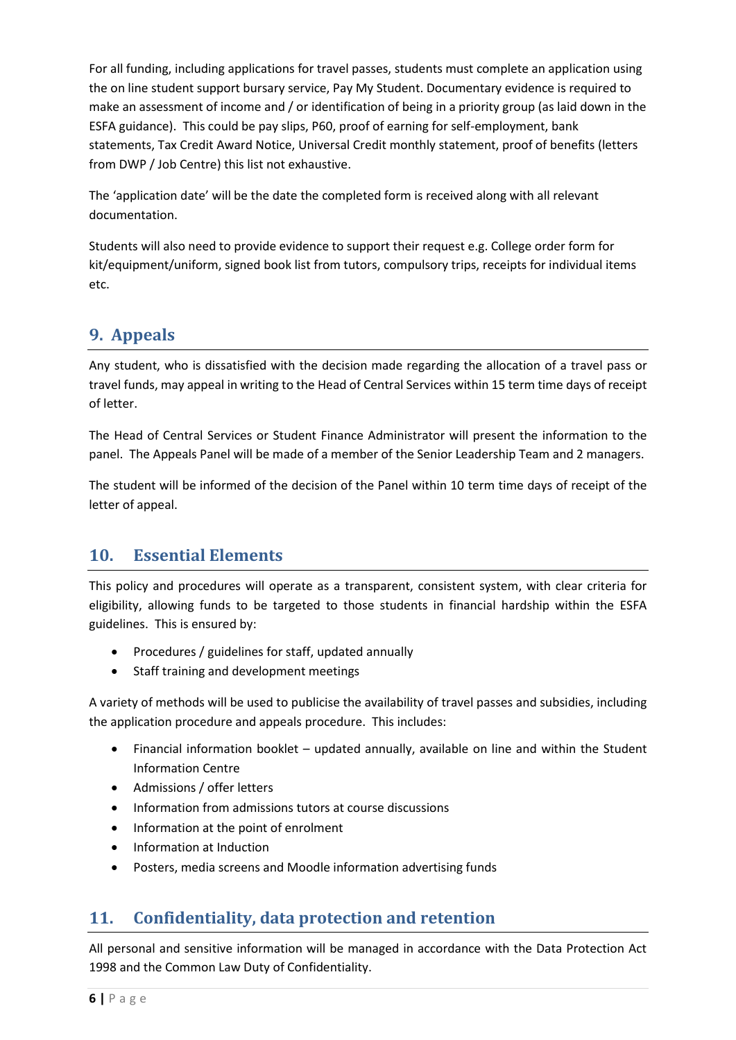For all funding, including applications for travel passes, students must complete an application using the on line student support bursary service, Pay My Student. Documentary evidence is required to make an assessment of income and / or identification of being in a priority group (as laid down in the ESFA guidance). This could be pay slips, P60, proof of earning for self-employment, bank statements, Tax Credit Award Notice, Universal Credit monthly statement, proof of benefits (letters from DWP / Job Centre) this list not exhaustive.

The 'application date' will be the date the completed form is received along with all relevant documentation.

Students will also need to provide evidence to support their request e.g. College order form for kit/equipment/uniform, signed book list from tutors, compulsory trips, receipts for individual items etc.

## 9. Appeals

Any student, who is dissatisfied with the decision made regarding the allocation of a travel pass or travel funds, may appeal in writing to the Head of Central Services within 15 term time days of receipt of letter.

The Head of Central Services or Student Finance Administrator will present the information to the panel. The Appeals Panel will be made of a member of the Senior Leadership Team and 2 managers.

The student will be informed of the decision of the Panel within 10 term time days of receipt of the letter of appeal.

## 10. Essential Elements

This policy and procedures will operate as a transparent, consistent system, with clear criteria for eligibility, allowing funds to be targeted to those students in financial hardship within the ESFA guidelines. This is ensured by:

- Procedures / guidelines for staff, updated annually
- Staff training and development meetings

A variety of methods will be used to publicise the availability of travel passes and subsidies, including the application procedure and appeals procedure. This includes:

- Financial information booklet – updated annually, available on line and within the Student Information Centre
- Admissions / offer letters
- Information from admissions tutors at course discussions
- Information at the point of enrolment
- Information at Induction
- Posters, media screens and Moodle information advertising funds

## 11. Confidentiality, data protection and retention

All personal and sensitive information will be managed in accordance with the Data Protection Act 1998 and the Common Law Duty of Confidentiality.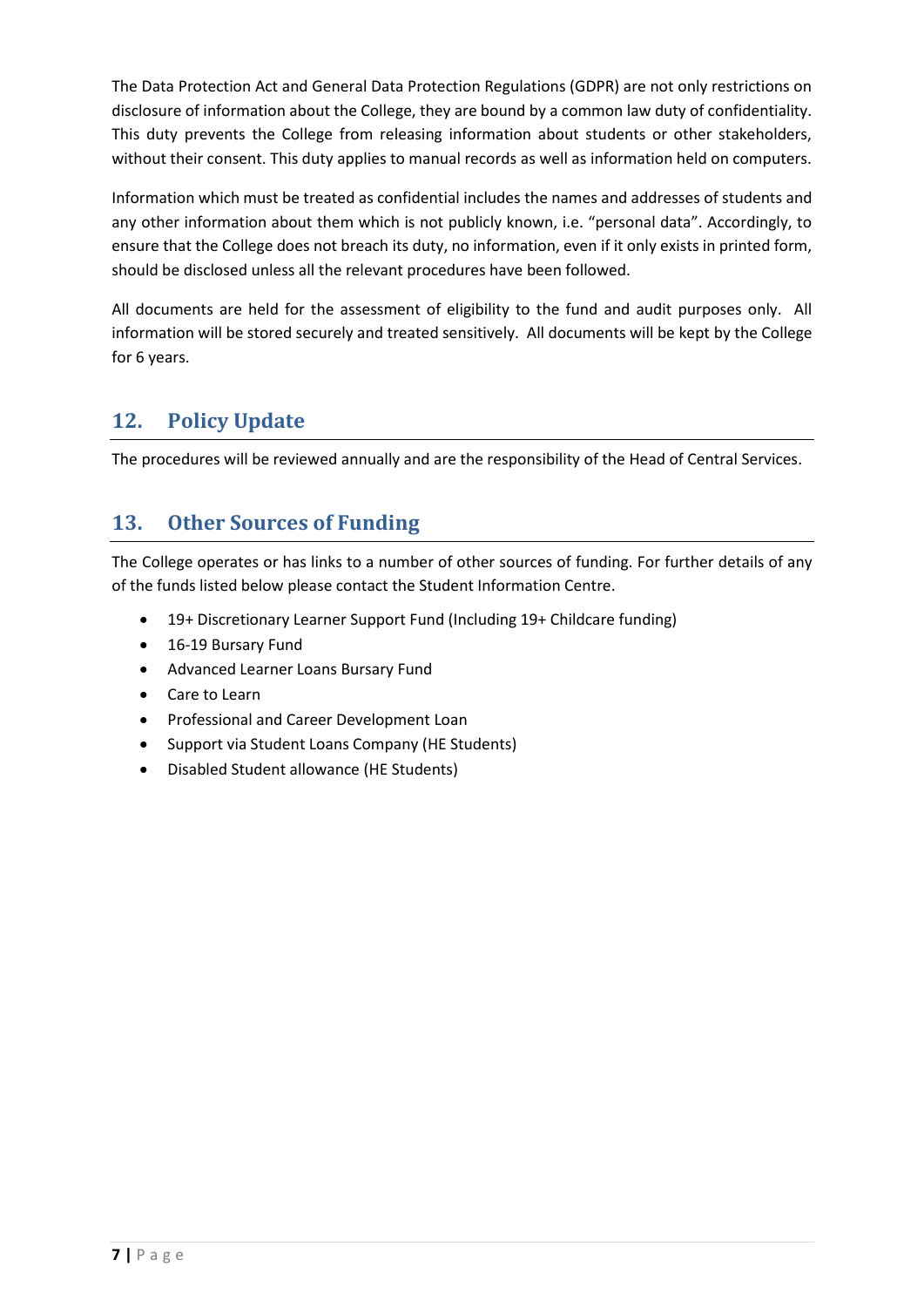The Data Protection Act and General Data Protection Regulations (GDPR) are not only restrictions on disclosure of information about the College, they are bound by a common law duty of confidentiality. This duty prevents the College from releasing information about students or other stakeholders, without their consent. This duty applies to manual records as well as information held on computers.

Information which must be treated as confidential includes the names and addresses of students and any other information about them which is not publicly known, i.e. "personal data". Accordingly, to ensure that the College does not breach its duty, no information, even if it only exists in printed form, should be disclosed unless all the relevant procedures have been followed.

All documents are held for the assessment of eligibility to the fund and audit purposes only. All information will be stored securely and treated sensitively. All documents will be kept by the College for 6 years.

## 12. Policy Update

The procedures will be reviewed annually and are the responsibility of the Head of Central Services.

## 13. Other Sources of Funding

The College operates or has links to a number of other sources of funding. For further details of any of the funds listed below please contact the Student Information Centre.

- 19+ Discretionary Learner Support Fund (Including 19+ Childcare funding)
- 16-19 Bursary Fund
- Advanced Learner Loans Bursary Fund
- Care to Learn
- Professional and Career Development Loan
- Support via Student Loans Company (HE Students)
- Disabled Student allowance (HE Students)